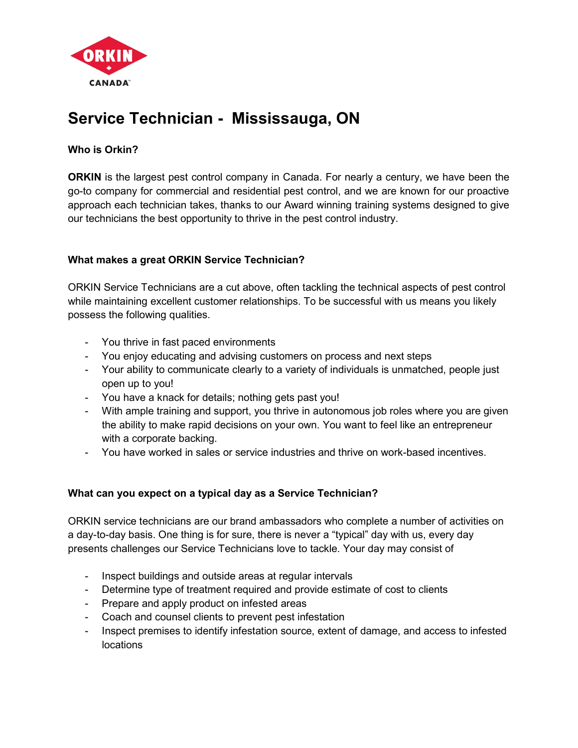# Service Technician - Mississauga, ON

### Who is Orkin?

**ORKIN** is the largest pest control company in Canada. For nearly a century, we have been the go-to company for commercial and residential pest control, and we are known for our proactive approach each technician takes, thanks to our Award winning training systems designed to give our technicians the best opportunity to thrive in the pest control industry.

### What makes a great ORKIN Service Technician?

ORKIN Service Technicians are a cut above, often tackling the technical aspects of pest control while maintaining excellent customer relationships. To be successful with us means you likely possess the following qualities.

- You thrive in fast paced environments
- You enjoy educating and advising customers on process and next steps
- Your ability to communicate clearly to a variety of individuals is unmatched, people just open up to you!
- You have a knack for details; nothing gets past you!
- With ample training and support, you thrive in autonomous job roles where you are given the ability to make rapid decisions on your own. You want to feel like an entrepreneur with a corporate backing.
- You have worked in sales or service industries and thrive on work-based incentives.

### What can you expect on a typical day as a Service Technician?

ORKIN service technicians are our brand ambassadors who complete a number of activities on a day-to-day basis. One thing is for sure, there is never a “typical” day with us, every day presents challenges our Service Technicians love to tackle. Your day may consist of

- Inspect buildings and outside areas at regular intervals
- Determine type of treatment required and provide estimate of cost to clients
- Prepare and apply product on infested areas
- Coach and counsel clients to prevent pest infestation
- Inspect premises to identify infestation source, extent of damage, and access to infested locations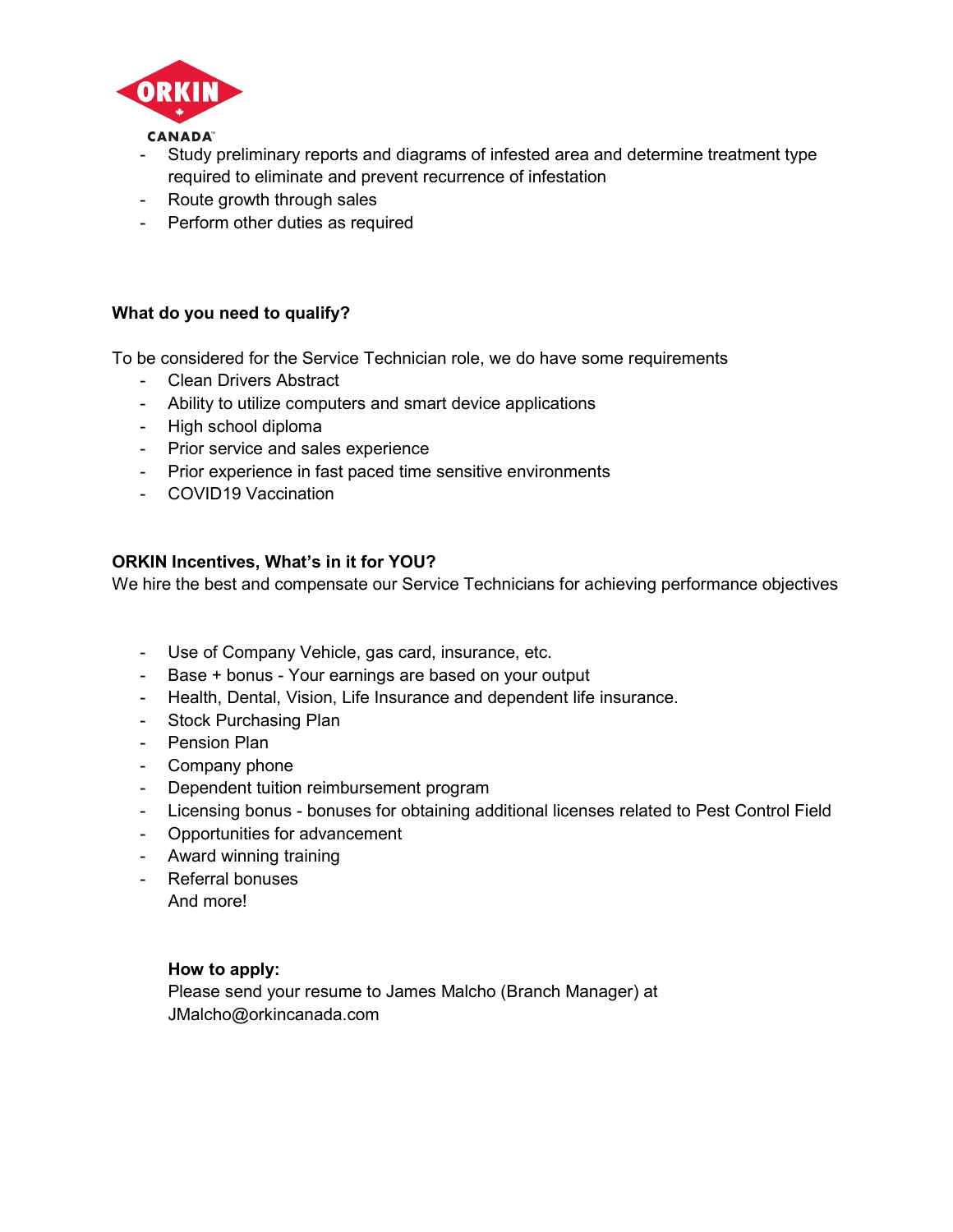- Study preliminary reports and diagrams of infested area and determine treatment type required to eliminate and prevent recurrence of infestation
- Route growth through sales
- Perform other duties as required

**What do you need to qualify?**

To be considered for the Service Technician role, we do have some requirements

- Clean Drivers Abstract
- Ability to utilize computers and smart device applications
- High school diploma
- Prior service and sales experience
- Prior experience in fast paced time sensitive environments
- COVID19 Vaccination

**ORKIN Incentives, What's in it for YOU?**
We hire the best and compensate our Service Technicians for achieving performance objectives

- Use of Company Vehicle, gas card, insurance, etc.
- Base + bonus - Your earnings are based on your output
- Health, Dental, Vision, Life Insurance and dependent life insurance.
- Stock Purchasing Plan
- Pension Plan
- Company phone
- Dependent tuition reimbursement program
- Licensing bonus - bonuses for obtaining additional licenses related to Pest Control Field
- Opportunities for advancement
- Award winning training
- Referral bonuses

And more!

**How to apply:**
Please send your resume to James Malcho (Branch Manager) at JMalcho@orkincanada.com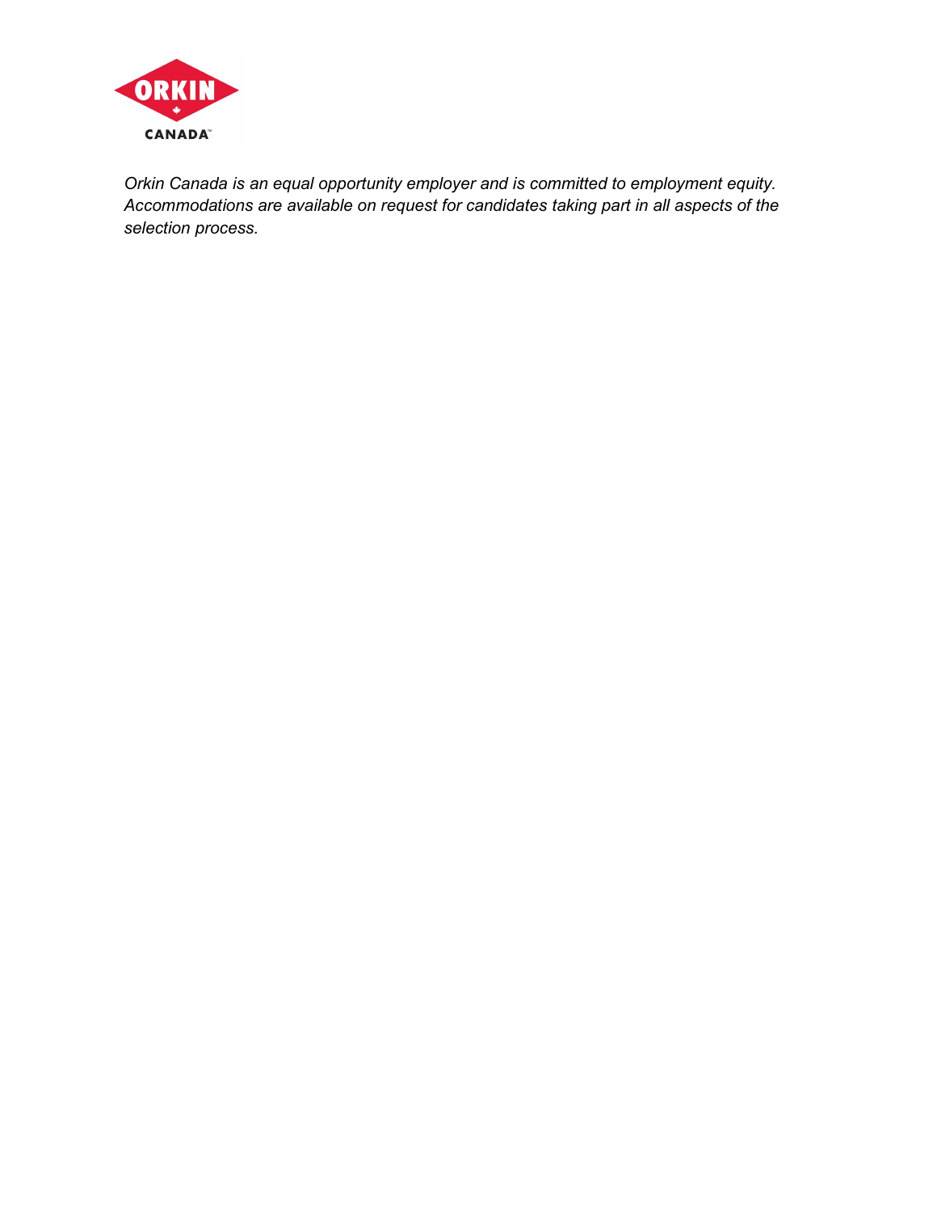*Orkin Canada is an equal opportunity employer and is committed to employment equity. Accommodations are available on request for candidates taking part in all aspects of the selection process.*